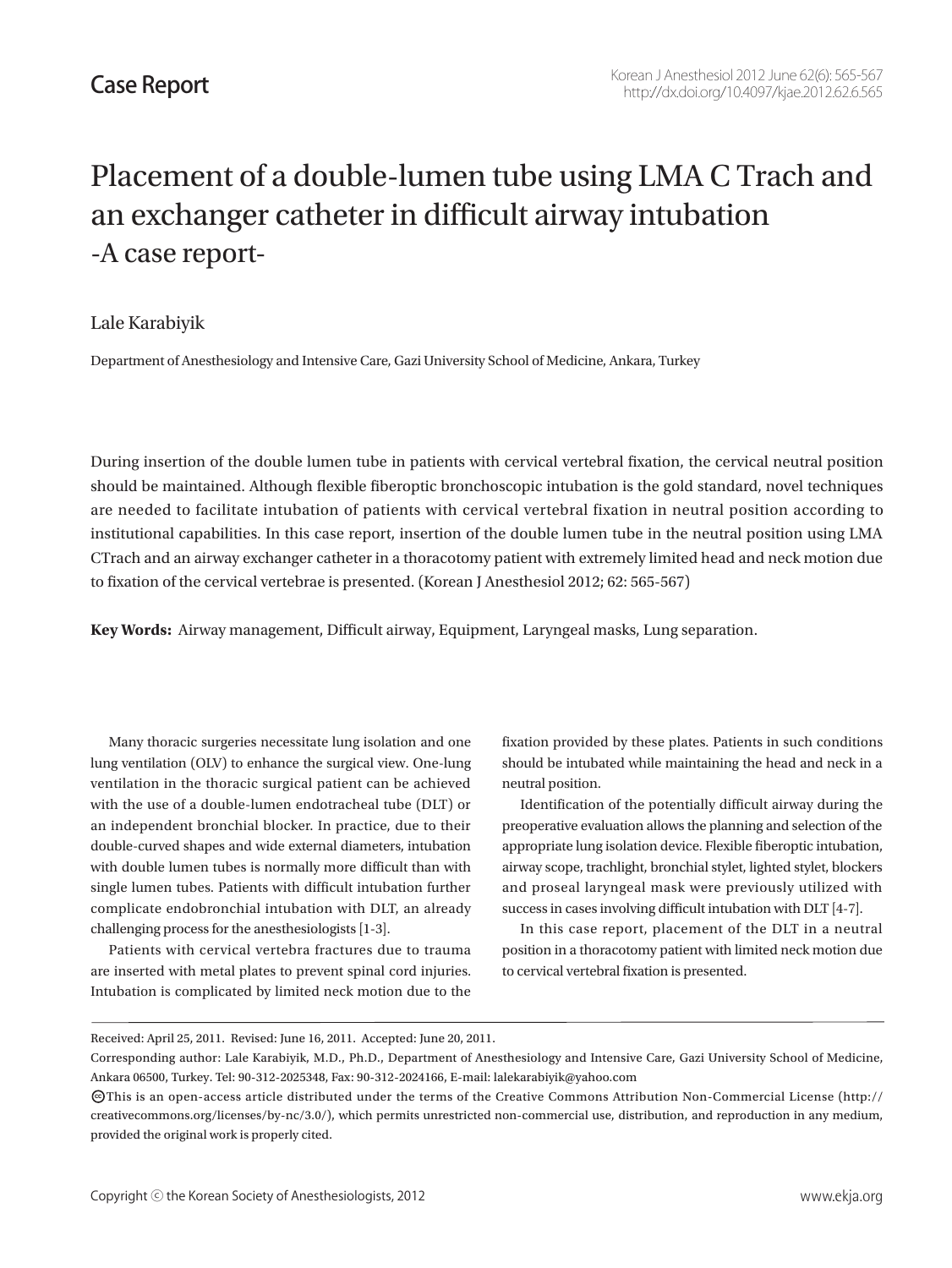Case Report

# Placement of a double-lumen tube using LMA C Trach and an exchanger catheter in difficult airway intubation
## -A case report-

Lale Karabiyik

Department of Anesthesiology and Intensive Care, Gazi University School of Medicine, Ankara, Turkey

During insertion of the double lumen tube in patients with cervical vertebral fixation, the cervical neutral position should be maintained. Although flexible fiberoptic bronchoscopic intubation is the gold standard, novel techniques are needed to facilitate intubation of patients with cervical vertebral fixation in neutral position according to institutional capabilities. In this case report, insertion of the double lumen tube in the neutral position using LMA CTrach and an airway exchanger catheter in a thoracotomy patient with extremely limited head and neck motion due to fixation of the cervical vertebrae is presented. (Korean J Anesthesiol 2012; 62: 565-567)

**Key Words:** Airway management, Difficult airway, Equipment, Laryngeal masks, Lung separation.

Many thoracic surgeries necessitate lung isolation and one lung ventilation (OLV) to enhance the surgical view. One-lung ventilation in the thoracic surgical patient can be achieved with the use of a double-lumen endotracheal tube (DLT) or an independent bronchial blocker. In practice, due to their double-curved shapes and wide external diameters, intubation with double lumen tubes is normally more difficult than with single lumen tubes. Patients with difficult intubation further complicate endobronchial intubation with DLT, an already challenging process for the anesthesiologists [1-3].

Patients with cervical vertebra fractures due to trauma are inserted with metal plates to prevent spinal cord injuries. Intubation is complicated by limited neck motion due to the fixation provided by these plates. Patients in such conditions should be intubated while maintaining the head and neck in a neutral position.

Identification of the potentially difficult airway during the preoperative evaluation allows the planning and selection of the appropriate lung isolation device. Flexible fiberoptic intubation, airway scope, trachlight, bronchial stylet, lighted stylet, blockers and proseal laryngeal mask were previously utilized with success in cases involving difficult intubation with DLT [4-7].

In this case report, placement of the DLT in a neutral position in a thoracotomy patient with limited neck motion due to cervical vertebral fixation is presented.

Received: April 25, 2011. Revised: June 16, 2011. Accepted: June 20, 2011.

Corresponding author: Lale Karabiyik, M.D., Ph.D., Department of Anesthesiology and Intensive Care, Gazi University School of Medicine, Ankara 06500, Turkey. Tel: 90-312-2025348, Fax: 90-312-2024166, E-mail: lalekarabiyik@yahoo.com

This is an open-access article distributed under the terms of the Creative Commons Attribution Non-Commercial License (http://creativecommons.org/licenses/by-nc/3.0/), which permits unrestricted non-commercial use, distribution, and reproduction in any medium, provided the original work is properly cited.

Copyright © the Korean Society of Anesthesiologists, 2012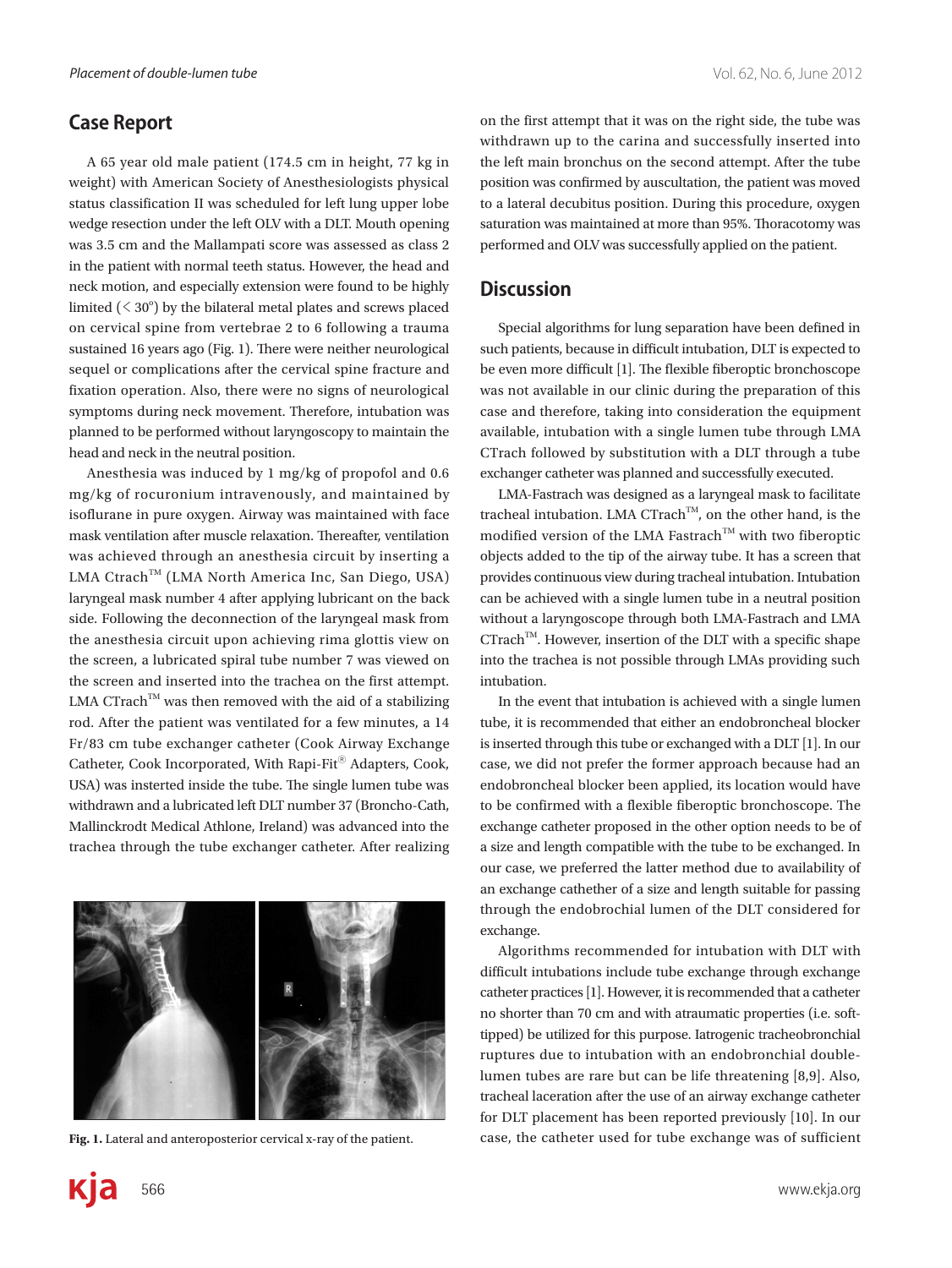## Case Report

A 65 year old male patient (174.5 cm in height, 77 kg in weight) with American Society of Anesthesiologists physical status classification II was scheduled for left lung upper lobe wedge resection under the left OLV with a DLT. Mouth opening was 3.5 cm and the Mallampati score was assessed as class 2 in the patient with normal teeth status. However, the head and neck motion, and especially extension were found to be highly limited (< 30°) by the bilateral metal plates and screws placed on cervical spine from vertebrae 2 to 6 following a trauma sustained 16 years ago (Fig. 1). There were neither neurological sequel or complications after the cervical spine fracture and fixation operation. Also, there were no signs of neurological symptoms during neck movement. Therefore, intubation was planned to be performed without laryngoscopy to maintain the head and neck in the neutral position.

Anesthesia was induced by 1 mg/kg of propofol and 0.6 mg/kg of rocuronium intravenously, and maintained by isoflurane in pure oxygen. Airway was maintained with face mask ventilation after muscle relaxation. Thereafter, ventilation was achieved through an anesthesia circuit by inserting a LMA Ctrach™ (LMA North America Inc, San Diego, USA) laryngeal mask number 4 after applying lubricant on the back side. Following the deconnection of the laryngeal mask from the anesthesia circuit upon achieving rima glottis view on the screen, a lubricated spiral tube number 7 was viewed on the screen and inserted into the trachea on the first attempt. LMA CTrach™ was then removed with the aid of a stabilizing rod. After the patient was ventilated for a few minutes, a 14 Fr/83 cm tube exchanger catheter (Cook Airway Exchange Catheter, Cook Incorporated, With Rapi-Fit® Adapters, Cook, USA) was insterted inside the tube. The single lumen tube was withdrawn and a lubricated left DLT number 37 (Broncho-Cath, Mallinckrodt Medical Athlone, Ireland) was advanced into the trachea through the tube exchanger catheter. After realizing on the first attempt that it was on the right side, the tube was withdrawn up to the carina and successfully inserted into the left main bronchus on the second attempt. After the tube position was confirmed by auscultation, the patient was moved to a lateral decubitus position. During this procedure, oxygen saturation was maintained at more than 95%. Thoracotomy was performed and OLV was successfully applied on the patient.

**Fig. 1.** Lateral and anteroposterior cervical x-ray of the patient.

## Discussion

Special algorithms for lung separation have been defined in such patients, because in difficult intubation, DLT is expected to be even more difficult [1]. The flexible fiberoptic bronchoscope was not available in our clinic during the preparation of this case and therefore, taking into consideration the equipment available, intubation with a single lumen tube through LMA CTrach followed by substitution with a DLT through a tube exchanger catheter was planned and successfully executed.

LMA-Fastrach was designed as a laryngeal mask to facilitate tracheal intubation. LMA CTrach™, on the other hand, is the modified version of the LMA Fastrach™ with two fiberoptic objects added to the tip of the airway tube. It has a screen that provides continuous view during tracheal intubation. Intubation can be achieved with a single lumen tube in a neutral position without a laryngoscope through both LMA-Fastrach and LMA CTrach™. However, insertion of the DLT with a specific shape into the trachea is not possible through LMAs providing such intubation.

In the event that intubation is achieved with a single lumen tube, it is recommended that either an endobroncheal blocker is inserted through this tube or exchanged with a DLT [1]. In our case, we did not prefer the former approach because had an endobroncheal blocker been applied, its location would have to be confirmed with a flexible fiberoptic bronchoscope. The exchange catheter proposed in the other option needs to be of a size and length compatible with the tube to be exchanged. In our case, we preferred the latter method due to availability of an exchange cathether of a size and length suitable for passing through the endobrochial lumen of the DLT considered for exchange.

Algorithms recommended for intubation with DLT with difficult intubations include tube exchange through exchange catheter practices [1]. However, it is recommended that a catheter no shorter than 70 cm and with atraumatic properties (i.e. soft-tipped) be utilized for this purpose. Iatrogenic tracheobronchial ruptures due to intubation with an endobronchial double-lumen tubes are rare but can be life threatening [8,9]. Also, tracheal laceration after the use of an airway exchange catheter for DLT placement has been reported previously [10]. In our case, the catheter used for tube exchange was of sufficient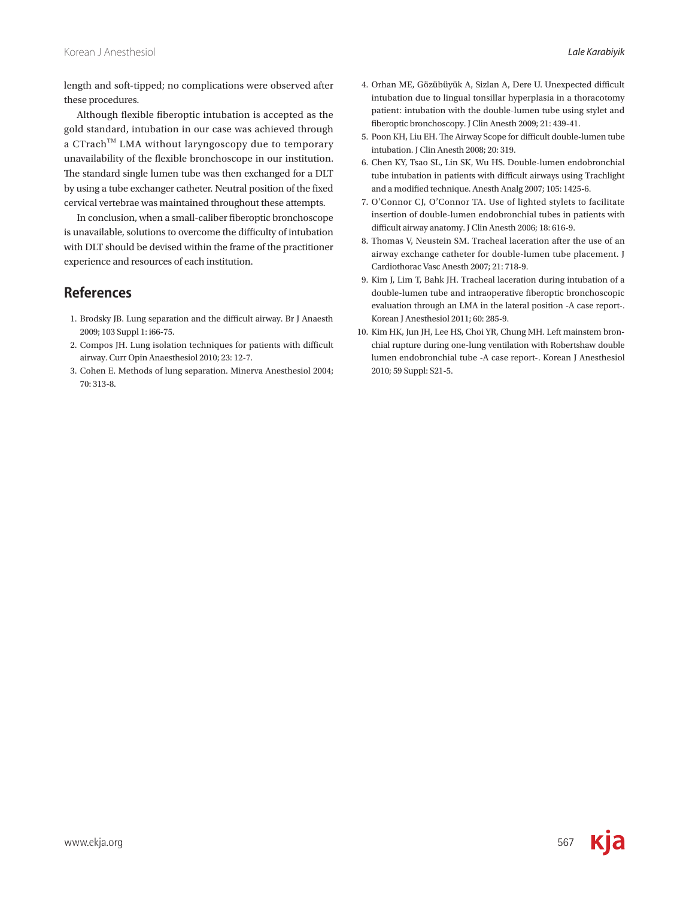length and soft-tipped; no complications were observed after these procedures.

Although flexible fiberoptic intubation is accepted as the gold standard, intubation in our case was achieved through a CTrach™ LMA without laryngoscopy due to temporary unavailability of the flexible bronchoscope in our institution. The standard single lumen tube was then exchanged for a DLT by using a tube exchanger catheter. Neutral position of the fixed cervical vertebrae was maintained throughout these attempts.

In conclusion, when a small-caliber fiberoptic bronchoscope is unavailable, solutions to overcome the difficulty of intubation with DLT should be devised within the frame of the practitioner experience and resources of each institution.

## References

1. Brodsky JB. Lung separation and the difficult airway. Br J Anaesth 2009; 103 Suppl 1: i66-75.
2. Compos JH. Lung isolation techniques for patients with difficult airway. Curr Opin Anaesthesiol 2010; 23: 12-7.
3. Cohen E. Methods of lung separation. Minerva Anesthesiol 2004; 70: 313-8.
4. Orhan ME, Gözübüyük A, Sizlan A, Dere U. Unexpected difficult intubation due to lingual tonsillar hyperplasia in a thoracotomy patient: intubation with the double-lumen tube using stylet and fiberoptic bronchoscopy. J Clin Anesth 2009; 21: 439-41.
5. Poon KH, Liu EH. The Airway Scope for difficult double-lumen tube intubation. J Clin Anesth 2008; 20: 319.
6. Chen KY, Tsao SL, Lin SK, Wu HS. Double-lumen endobronchial tube intubation in patients with difficult airways using Trachlight and a modified technique. Anesth Analg 2007; 105: 1425-6.
7. O'Connor CJ, O'Connor TA. Use of lighted stylets to facilitate insertion of double-lumen endobronchial tubes in patients with difficult airway anatomy. J Clin Anesth 2006; 18: 616-9.
8. Thomas V, Neustein SM. Tracheal laceration after the use of an airway exchange catheter for double-lumen tube placement. J Cardiothorac Vasc Anesth 2007; 21: 718-9.
9. Kim J, Lim T, Bahk JH. Tracheal laceration during intubation of a double-lumen tube and intraoperative fiberoptic bronchoscopic evaluation through an LMA in the lateral position -A case report-. Korean J Anesthesiol 2011; 60: 285-9.
10. Kim HK, Jun JH, Lee HS, Choi YR, Chung MH. Left mainstem bronchial rupture during one-lung ventilation with Robertshaw double lumen endobronchial tube -A case report-. Korean J Anesthesiol 2010; 59 Suppl: S21-5.